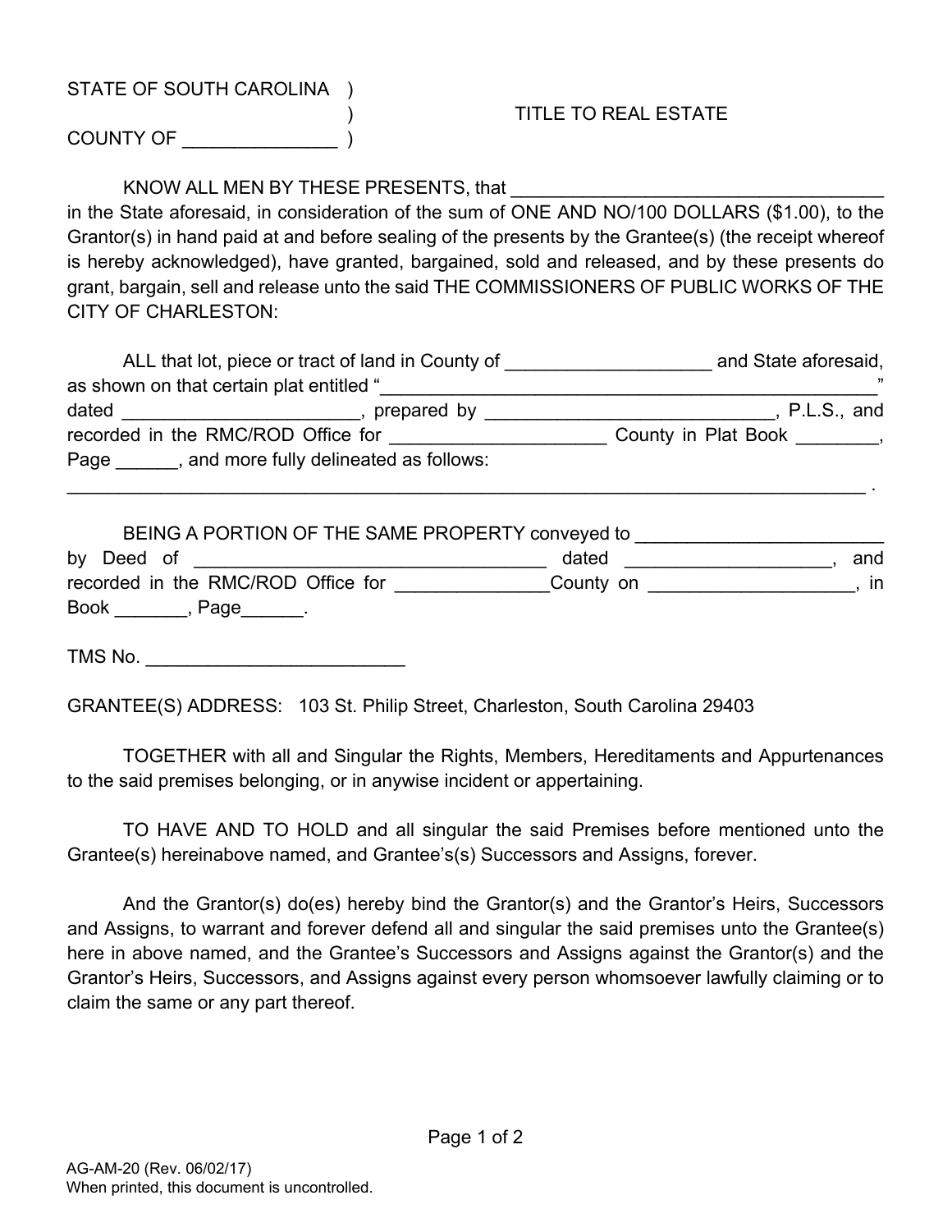STATE OF SOUTH CAROLINA )
                                                  )                    TITLE TO REAL ESTATE
COUNTY OF _______________ )

KNOW ALL MEN BY THESE PRESENTS, that _____________________________________ in the State aforesaid, in consideration of the sum of ONE AND NO/100 DOLLARS ($1.00), to the Grantor(s) in hand paid at and before sealing of the presents by the Grantee(s) (the receipt whereof is hereby acknowledged), have granted, bargained, sold and released, and by these presents do grant, bargain, sell and release unto the said THE COMMISSIONERS OF PUBLIC WORKS OF THE CITY OF CHARLESTON:

ALL that lot, piece or tract of land in County of ____________________ and State aforesaid, as shown on that certain plat entitled "_________________________________________________" dated _______________________, prepared by ____________________________, P.L.S., and recorded in the RMC/ROD Office for _____________________ County in Plat Book ________, Page ______, and more fully delineated as follows:
_____________________________________________________________________________ .

BEING A PORTION OF THE SAME PROPERTY conveyed to ________________________ by Deed of __________________________________ dated ____________________, and recorded in the RMC/ROD Office for _______________County on ____________________, in Book _______, Page______.

TMS No. _________________________

GRANTEE(S) ADDRESS: 103 St. Philip Street, Charleston, South Carolina 29403

TOGETHER with all and Singular the Rights, Members, Hereditaments and Appurtenances to the said premises belonging, or in anywise incident or appertaining.

TO HAVE AND TO HOLD and all singular the said Premises before mentioned unto the Grantee(s) hereinabove named, and Grantee's(s) Successors and Assigns, forever.

And the Grantor(s) do(es) hereby bind the Grantor(s) and the Grantor's Heirs, Successors and Assigns, to warrant and forever defend all and singular the said premises unto the Grantee(s) here in above named, and the Grantee's Successors and Assigns against the Grantor(s) and the Grantor's Heirs, Successors, and Assigns against every person whomsoever lawfully claiming or to claim the same or any part thereof.

AG-AM-20 (Rev. 06/02/17)
When printed, this document is uncontrolled.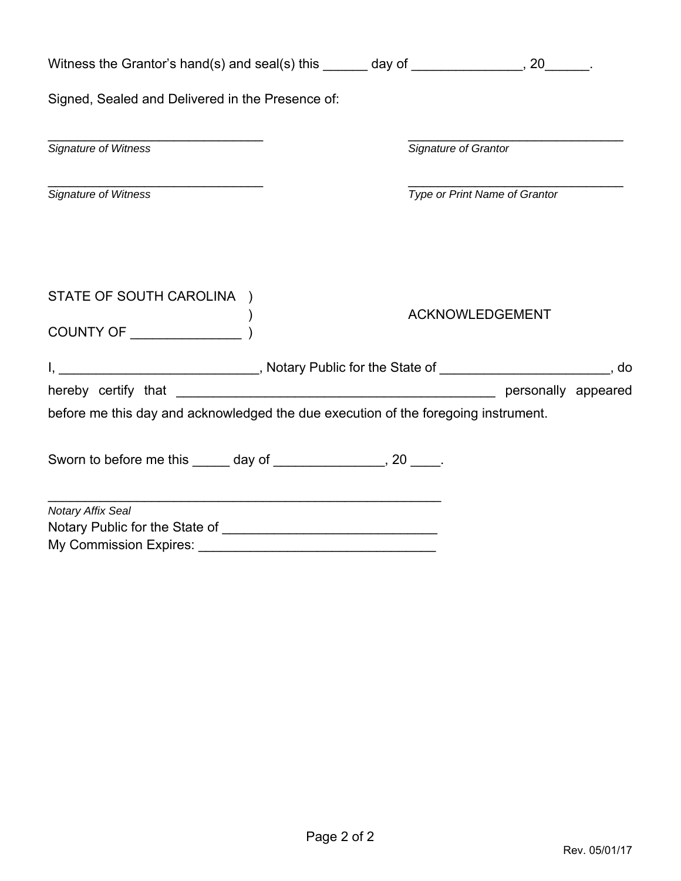Witness the Grantor's hand(s) and seal(s) this ______ day of _______________, 20______.

Signed, Sealed and Delivered in the Presence of:

| | |
|---|---|
| _______________________________ | _______________________________ |
| *Signature of Witness* | *Signature of Grantor* |
| _______________________________ | _______________________________ |
| *Signature of Witness* | *Type or Print Name of Grantor* |

STATE OF SOUTH CAROLINA )
)                                                    ACKNOWLEDGEMENT
COUNTY OF _______________ )

I, ___________________________, Notary Public for the State of _______________________, do hereby certify that _____________________________________________ personally appeared before me this day and acknowledged the due execution of the foregoing instrument.

Sworn to before me this _____ day of _______________, 20 ____.

_______________________________________________________
*Notary Affix Seal*
Notary Public for the State of _____________________________
My Commission Expires: ________________________________

Rev. 05/01/17